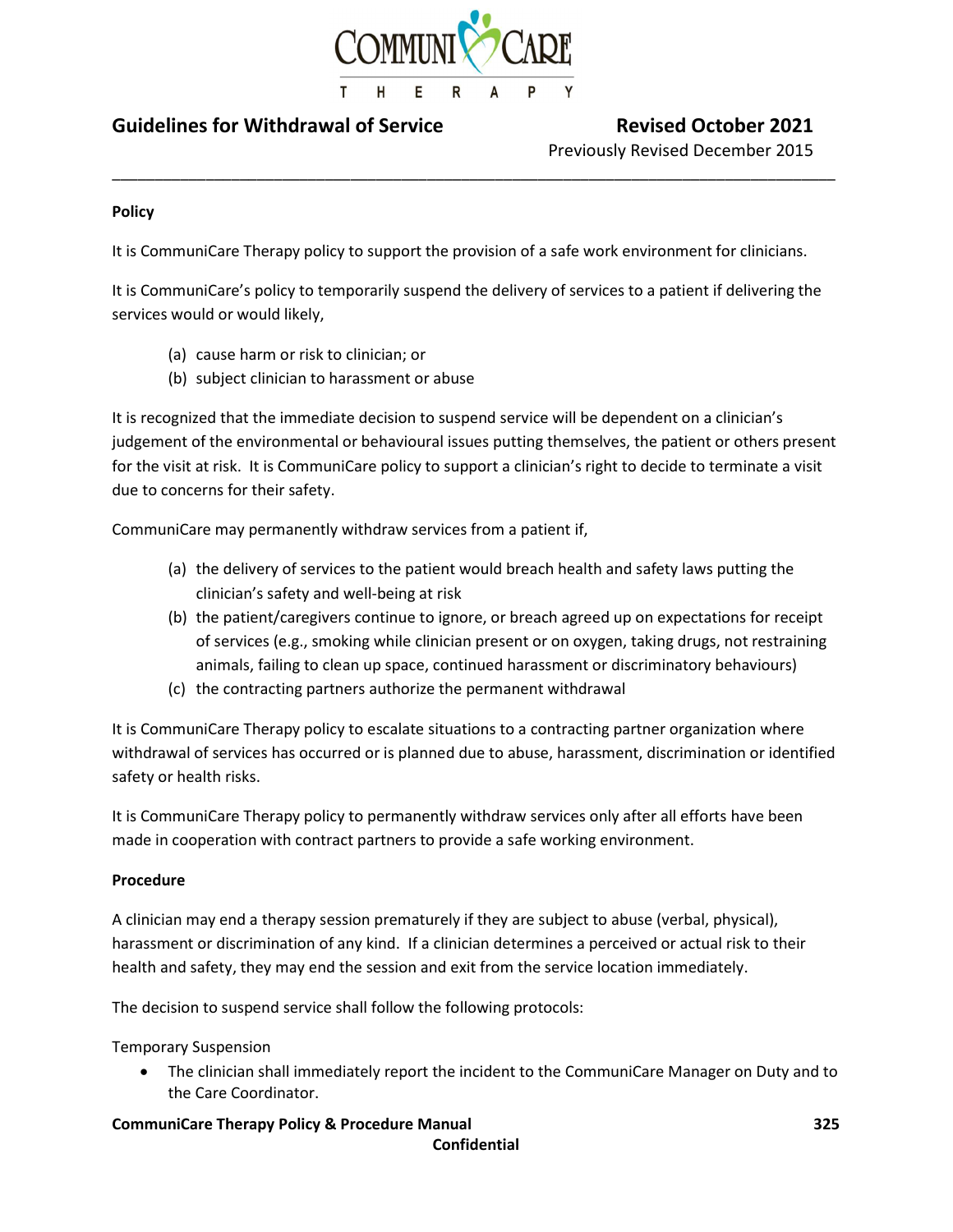# Guidelines for Withdrawal of Service

**Revised October 2021**
Previously Revised December 2015

---

**Policy**

It is CommuniCare Therapy policy to support the provision of a safe work environment for clinicians.

It is CommuniCare's policy to temporarily suspend the delivery of services to a patient if delivering the services would or would likely,

(a) cause harm or risk to clinician; or
(b) subject clinician to harassment or abuse

It is recognized that the immediate decision to suspend service will be dependent on a clinician's judgement of the environmental or behavioural issues putting themselves, the patient or others present for the visit at risk. It is CommuniCare policy to support a clinician's right to decide to terminate a visit due to concerns for their safety.

CommuniCare may permanently withdraw services from a patient if,

(a) the delivery of services to the patient would breach health and safety laws putting the clinician's safety and well-being at risk
(b) the patient/caregivers continue to ignore, or breach agreed up on expectations for receipt of services (e.g., smoking while clinician present or on oxygen, taking drugs, not restraining animals, failing to clean up space, continued harassment or discriminatory behaviours)
(c) the contracting partners authorize the permanent withdrawal

It is CommuniCare Therapy policy to escalate situations to a contracting partner organization where withdrawal of services has occurred or is planned due to abuse, harassment, discrimination or identified safety or health risks.

It is CommuniCare Therapy policy to permanently withdraw services only after all efforts have been made in cooperation with contract partners to provide a safe working environment.

**Procedure**

A clinician may end a therapy session prematurely if they are subject to abuse (verbal, physical), harassment or discrimination of any kind. If a clinician determines a perceived or actual risk to their health and safety, they may end the session and exit from the service location immediately.

The decision to suspend service shall follow the following protocols:

Temporary Suspension

- The clinician shall immediately report the incident to the CommuniCare Manager on Duty and to the Care Coordinator.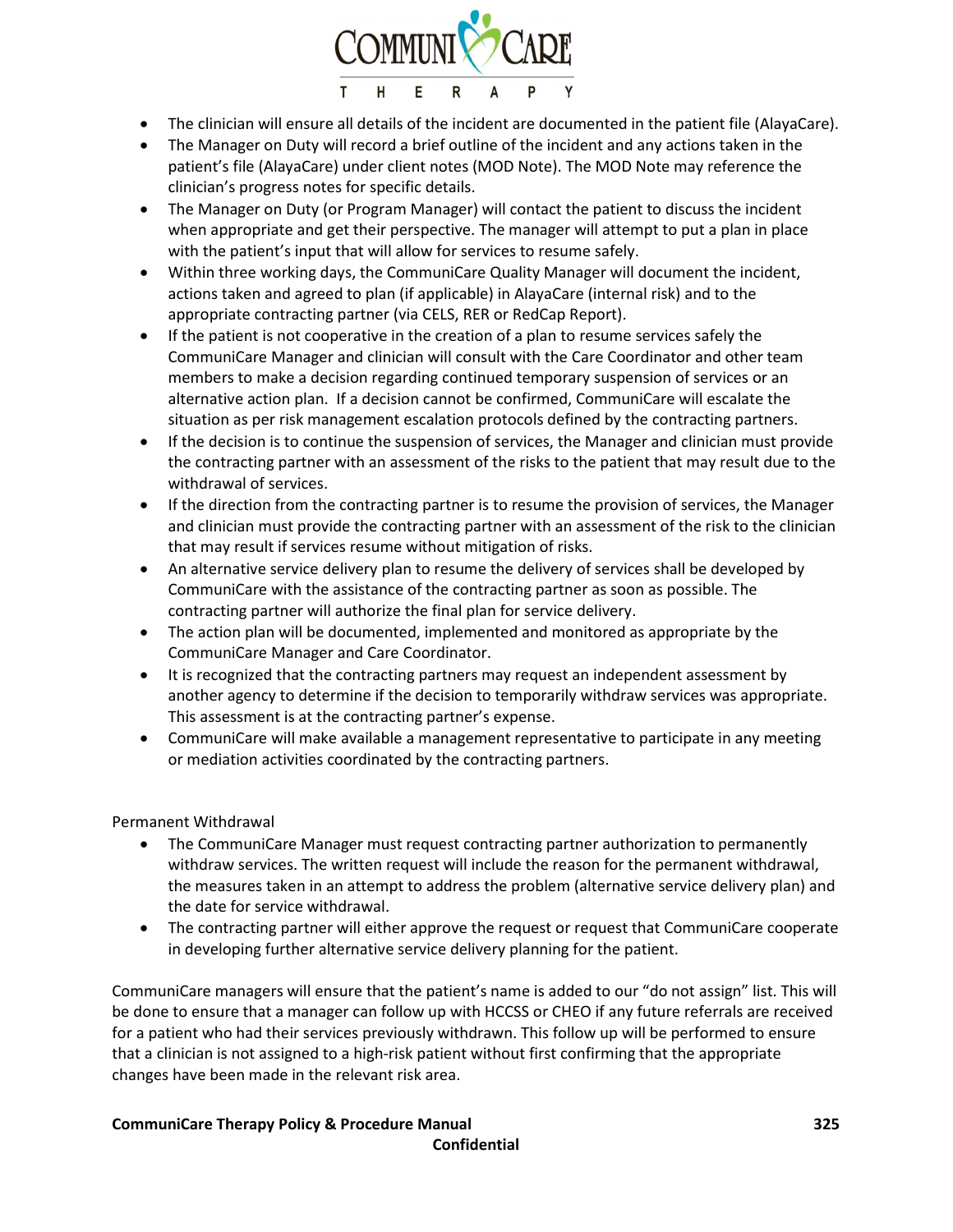- The clinician will ensure all details of the incident are documented in the patient file (AlayaCare).
- The Manager on Duty will record a brief outline of the incident and any actions taken in the patient's file (AlayaCare) under client notes (MOD Note). The MOD Note may reference the clinician's progress notes for specific details.
- The Manager on Duty (or Program Manager) will contact the patient to discuss the incident when appropriate and get their perspective. The manager will attempt to put a plan in place with the patient's input that will allow for services to resume safely.
- Within three working days, the CommuniCare Quality Manager will document the incident, actions taken and agreed to plan (if applicable) in AlayaCare (internal risk) and to the appropriate contracting partner (via CELS, RER or RedCap Report).
- If the patient is not cooperative in the creation of a plan to resume services safely the CommuniCare Manager and clinician will consult with the Care Coordinator and other team members to make a decision regarding continued temporary suspension of services or an alternative action plan. If a decision cannot be confirmed, CommuniCare will escalate the situation as per risk management escalation protocols defined by the contracting partners.
- If the decision is to continue the suspension of services, the Manager and clinician must provide the contracting partner with an assessment of the risks to the patient that may result due to the withdrawal of services.
- If the direction from the contracting partner is to resume the provision of services, the Manager and clinician must provide the contracting partner with an assessment of the risk to the clinician that may result if services resume without mitigation of risks.
- An alternative service delivery plan to resume the delivery of services shall be developed by CommuniCare with the assistance of the contracting partner as soon as possible. The contracting partner will authorize the final plan for service delivery.
- The action plan will be documented, implemented and monitored as appropriate by the CommuniCare Manager and Care Coordinator.
- It is recognized that the contracting partners may request an independent assessment by another agency to determine if the decision to temporarily withdraw services was appropriate. This assessment is at the contracting partner's expense.
- CommuniCare will make available a management representative to participate in any meeting or mediation activities coordinated by the contracting partners.

Permanent Withdrawal

- The CommuniCare Manager must request contracting partner authorization to permanently withdraw services. The written request will include the reason for the permanent withdrawal, the measures taken in an attempt to address the problem (alternative service delivery plan) and the date for service withdrawal.
- The contracting partner will either approve the request or request that CommuniCare cooperate in developing further alternative service delivery planning for the patient.

CommuniCare managers will ensure that the patient's name is added to our "do not assign" list. This will be done to ensure that a manager can follow up with HCCSS or CHEO if any future referrals are received for a patient who had their services previously withdrawn. This follow up will be performed to ensure that a clinician is not assigned to a high-risk patient without first confirming that the appropriate changes have been made in the relevant risk area.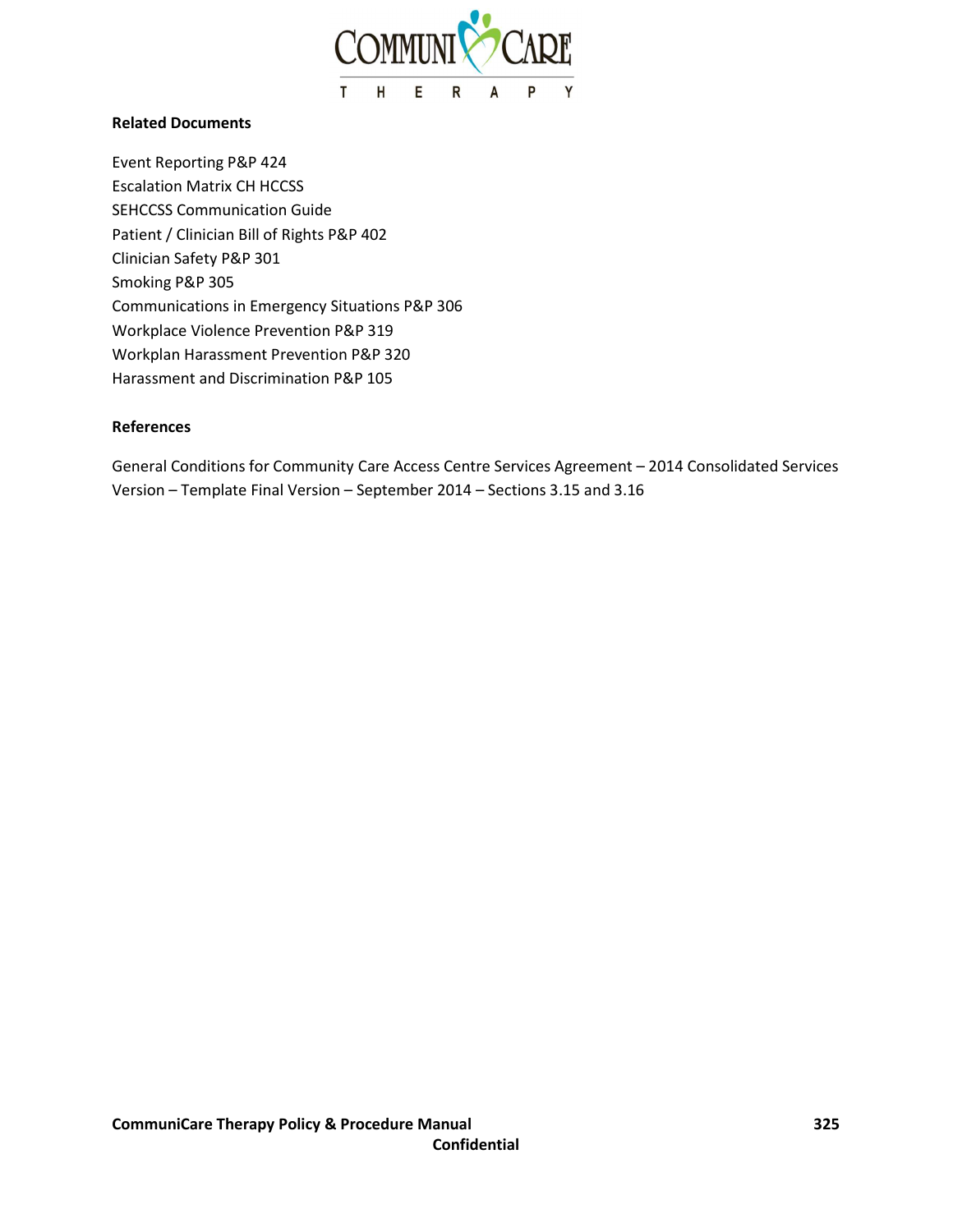**Related Documents**

Event Reporting P&P 424
Escalation Matrix CH HCCSS
SEHCCSS Communication Guide
Patient / Clinician Bill of Rights P&P 402
Clinician Safety P&P 301
Smoking P&P 305
Communications in Emergency Situations P&P 306
Workplace Violence Prevention P&P 319
Workplan Harassment Prevention P&P 320
Harassment and Discrimination P&P 105

**References**

General Conditions for Community Care Access Centre Services Agreement – 2014 Consolidated Services Version – Template Final Version – September 2014 – Sections 3.15 and 3.16